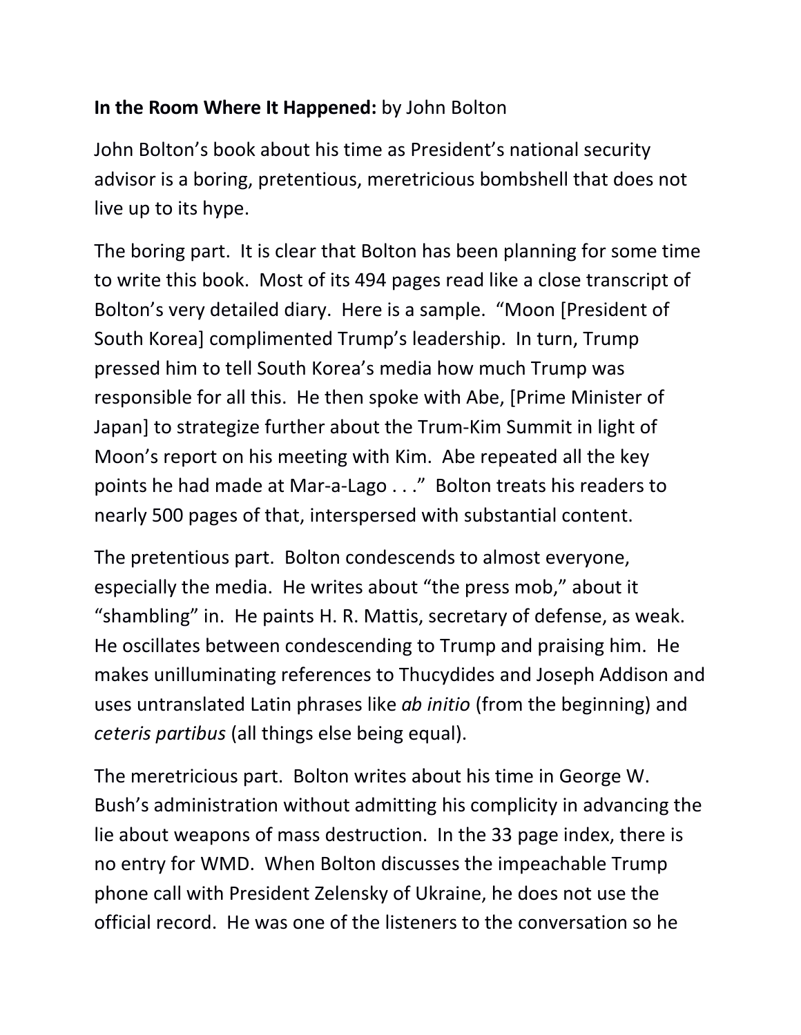**In the Room Where It Happened:** by John Bolton

John Bolton's book about his time as President's national security advisor is a boring, pretentious, meretricious bombshell that does not live up to its hype.

The boring part. It is clear that Bolton has been planning for some time to write this book. Most of its 494 pages read like a close transcript of Bolton's very detailed diary. Here is a sample. "Moon [President of South Korea] complimented Trump's leadership. In turn, Trump pressed him to tell South Korea's media how much Trump was responsible for all this. He then spoke with Abe, [Prime Minister of Japan] to strategize further about the Trum-Kim Summit in light of Moon's report on his meeting with Kim. Abe repeated all the key points he had made at Mar-a-Lago . . ." Bolton treats his readers to nearly 500 pages of that, interspersed with substantial content.

The pretentious part. Bolton condescends to almost everyone, especially the media. He writes about "the press mob," about it "shambling" in. He paints H. R. Mattis, secretary of defense, as weak. He oscillates between condescending to Trump and praising him. He makes unilluminating references to Thucydides and Joseph Addison and uses untranslated Latin phrases like *ab initio* (from the beginning) and *ceteris partibus* (all things else being equal).

The meretricious part. Bolton writes about his time in George W. Bush's administration without admitting his complicity in advancing the lie about weapons of mass destruction. In the 33 page index, there is no entry for WMD. When Bolton discusses the impeachable Trump phone call with President Zelensky of Ukraine, he does not use the official record. He was one of the listeners to the conversation so he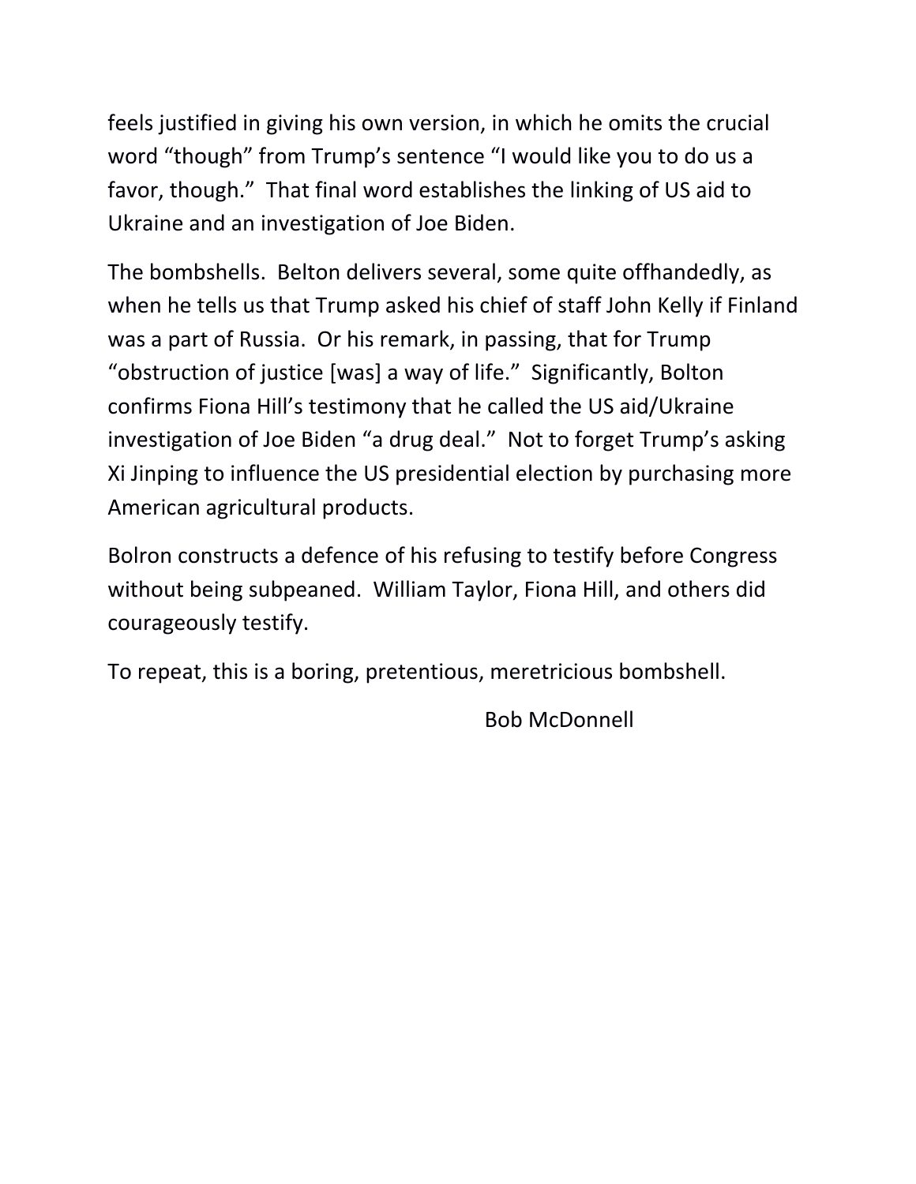feels justified in giving his own version, in which he omits the crucial word "though" from Trump's sentence "I would like you to do us a favor, though." That final word establishes the linking of US aid to Ukraine and an investigation of Joe Biden.

The bombshells. Belton delivers several, some quite offhandedly, as when he tells us that Trump asked his chief of staff John Kelly if Finland was a part of Russia. Or his remark, in passing, that for Trump "obstruction of justice [was] a way of life." Significantly, Bolton confirms Fiona Hill's testimony that he called the US aid/Ukraine investigation of Joe Biden "a drug deal." Not to forget Trump's asking Xi Jinping to influence the US presidential election by purchasing more American agricultural products.

Bolron constructs a defence of his refusing to testify before Congress without being subpeaned. William Taylor, Fiona Hill, and others did courageously testify.

To repeat, this is a boring, pretentious, meretricious bombshell.

Bob McDonnell